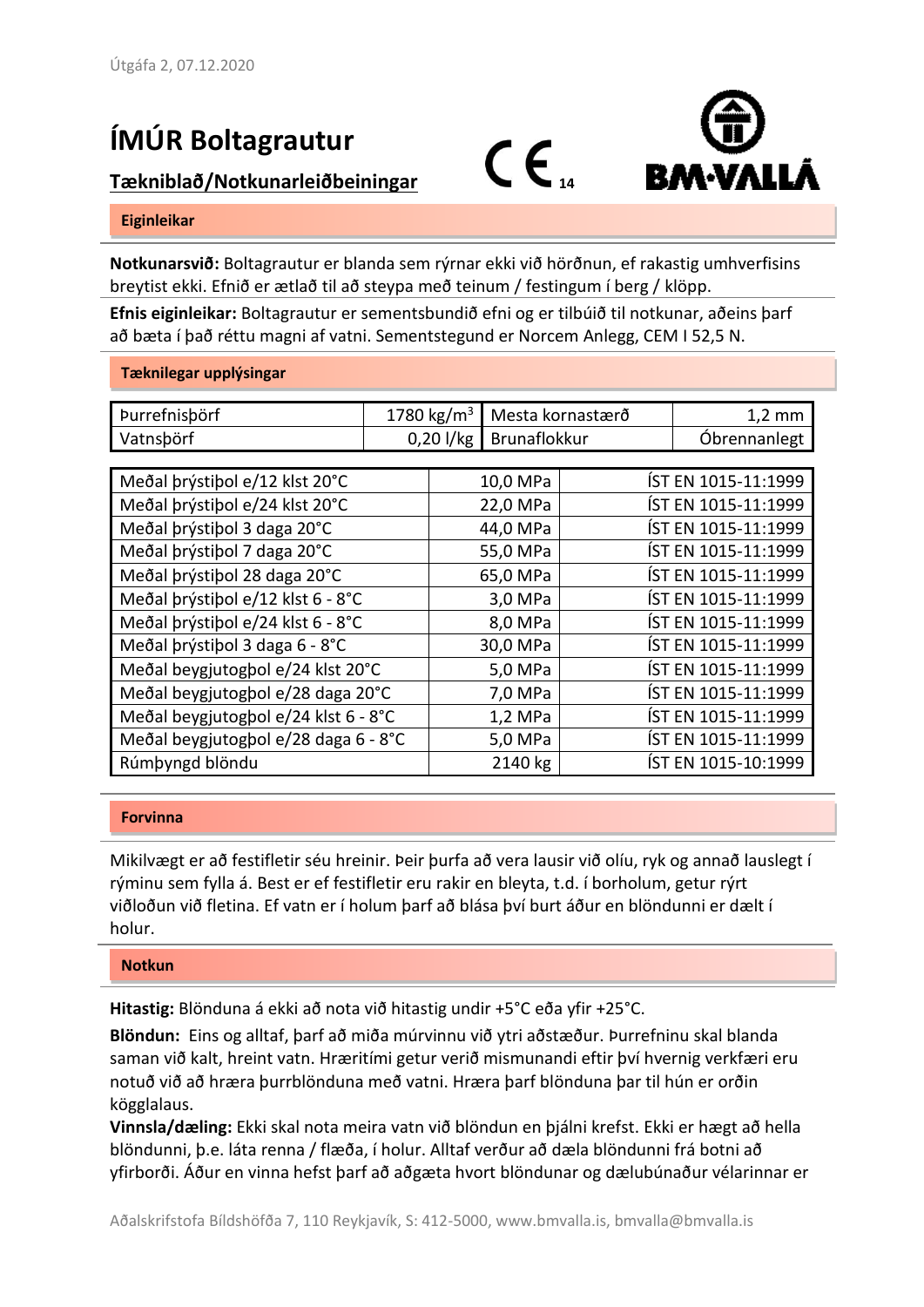Útgáfa 2, 07.12.2020

# ÍMÚR Boltagrautur

## Tækniblað/Notkunarleiðbeiningar

CE 14

### Eiginleikar

**Notkunarsvið:** Boltagrautur er blanda sem rýrnar ekki við hörðnun, ef rakastig umhverfisins breytist ekki. Efnið er ætlað til að steypa með teinum / festingum í berg / klöpp.

**Efnis eiginleikar:** Boltagrautur er sementsbundið efni og er tilbúið til notkunar, aðeins þarf að bæta í það réttu magni af vatni. Sementstegund er Norcem Anlegg, CEM I 52,5 N.

### Tæknilegar upplýsingar

| Þurrefnisþörf | 1780 kg/m³ | Mesta kornastærð | 1,2 mm |
|---|---|---|---|
| Vatnsþörf | 0,20 l/kg | Brunaflokkur | Óbrennanlegt |

| Meðal þrýstiþol e/12 klst 20°C | 10,0 MPa | ÍST EN 1015-11:1999 |
|---|---|---|
| Meðal þrýstiþol e/24 klst 20°C | 22,0 MPa | ÍST EN 1015-11:1999 |
| Meðal þrýstiþol 3 daga 20°C | 44,0 MPa | ÍST EN 1015-11:1999 |
| Meðal þrýstiþol 7 daga 20°C | 55,0 MPa | ÍST EN 1015-11:1999 |
| Meðal þrýstiþol 28 daga 20°C | 65,0 MPa | ÍST EN 1015-11:1999 |
| Meðal þrýstiþol e/12 klst 6 - 8°C | 3,0 MPa | ÍST EN 1015-11:1999 |
| Meðal þrýstiþol e/24 klst 6 - 8°C | 8,0 MPa | ÍST EN 1015-11:1999 |
| Meðal þrýstiþol 3 daga 6 - 8°C | 30,0 MPa | ÍST EN 1015-11:1999 |
| Meðal beygjutogþol e/24 klst 20°C | 5,0 MPa | ÍST EN 1015-11:1999 |
| Meðal beygjutogþol e/28 daga 20°C | 7,0 MPa | ÍST EN 1015-11:1999 |
| Meðal beygjutogþol e/24 klst 6 - 8°C | 1,2 MPa | ÍST EN 1015-11:1999 |
| Meðal beygjutogþol e/28 daga 6 - 8°C | 5,0 MPa | ÍST EN 1015-11:1999 |
| Rúmþyngd blöndu | 2140 kg | ÍST EN 1015-10:1999 |

### Forvinna

Mikilvægt er að festifletir séu hreinir. Þeir þurfa að vera lausir við olíu, ryk og annað lauslegt í rýminu sem fylla á. Best er ef festifletir eru rakir en bleyta, t.d. í borholum, getur rýrt viðloðun við fletina. Ef vatn er í holum þarf að blása því burt áður en blöndunni er dælt í holur.

### Notkun

**Hitastig:** Blönduna á ekki að nota við hitastig undir +5°C eða yfir +25°C.

**Blöndun:** Eins og alltaf, þarf að miða múrvinnu við ytri aðstæður. Þurrefninu skal blanda saman við kalt, hreint vatn. Hrærítími getur verið mismunandi eftir því hvernig verkfæri eru notuð við að hræra þurrblönduna með vatni. Hræra þarf blönduna þar til hún er orðin kögglalaus.

**Vinnsla/dæling:** Ekki skal nota meira vatn við blöndun en þjálni krefst. Ekki er hægt að hella blöndunni, þ.e. láta renna / flæða, í holur. Alltaf verður að dæla blöndunni frá botni að yfirborði. Áður en vinna hefst þarf að aðgæta hvort blöndunar og dælubúnaður vélarinnar er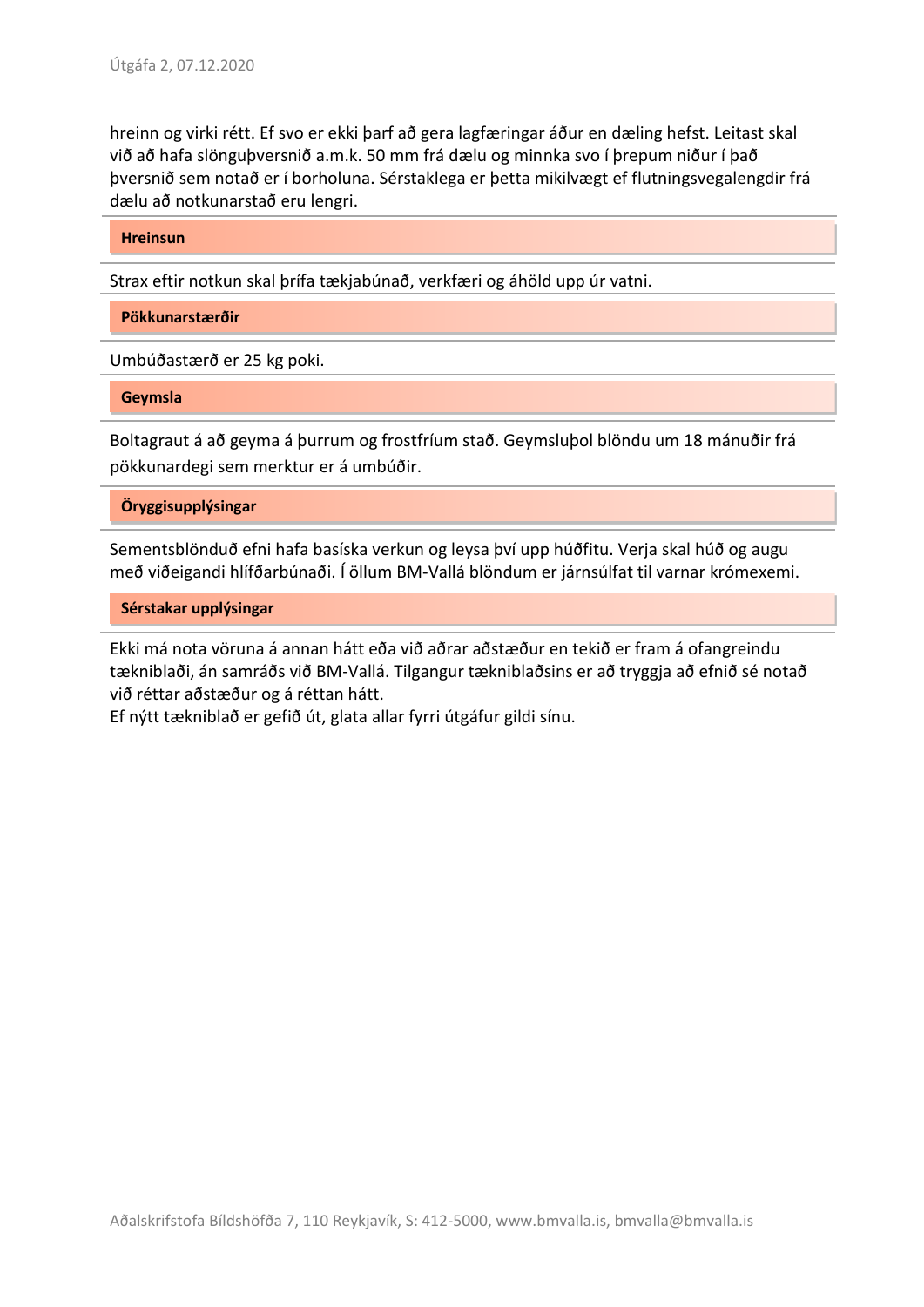hreinn og virki rétt. Ef svo er ekki þarf að gera lagfæringar áður en dæling hefst. Leitast skal við að hafa slönguþversnið a.m.k. 50 mm frá dælu og minnka svo í þrepum niður í það þversnið sem notað er í borholuna. Sérstaklega er þetta mikilvægt ef flutningsvegalengdir frá dælu að notkunarstað eru lengri.

## Hreinsun

Strax eftir notkun skal þrífa tækjabúnað, verkfæri og áhöld upp úr vatni.

## Pökkunarstærðir

Umbúðastærð er 25 kg poki.

## Geymsla

Boltagraut á að geyma á þurrum og frostfríum stað. Geymsluþol blöndu um 18 mánuðir frá pökkunardegi sem merktur er á umbúðir.

## Öryggisupplýsingar

Sementsblönduð efni hafa basíska verkun og leysa því upp húðfitu. Verja skal húð og augu með viðeigandi hlífðarbúnaði. Í öllum BM-Vallá blöndum er járnsúlfat til varnar krómexemi.

## Sérstakar upplýsingar

Ekki má nota vöruna á annan hátt eða við aðrar aðstæður en tekið er fram á ofangreindu tækniblaði, án samráðs við BM-Vallá. Tilgangur tækniblaðsins er að tryggja að efnið sé notað við réttar aðstæður og á réttan hátt.
Ef nýtt tækniblað er gefið út, glata allar fyrri útgáfur gildi sínu.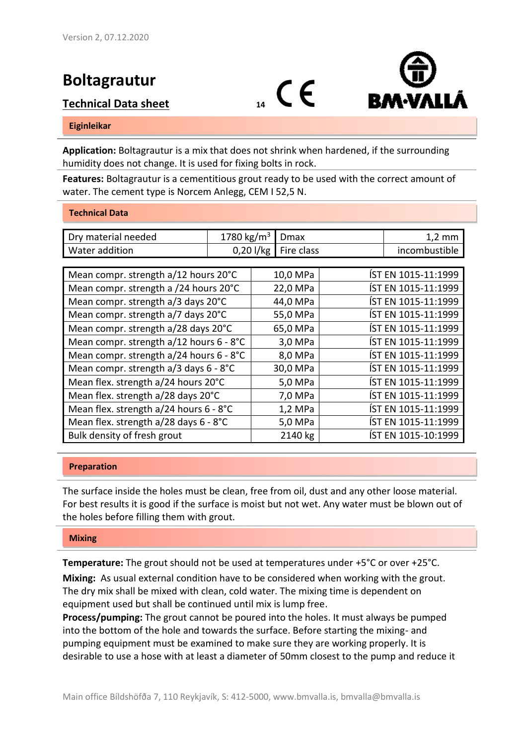Version 2, 07.12.2020

# Boltagrautur

## Technical Data sheet

14 CE

BM·VALLÁ

### Eiginleikar

**Application:** Boltagrautur is a mix that does not shrink when hardened, if the surrounding humidity does not change. It is used for fixing bolts in rock.

**Features:** Boltagrautur is a cementitious grout ready to be used with the correct amount of water. The cement type is Norcem Anlegg, CEM I 52,5 N.

### Technical Data

| Dry material needed | 1780 kg/m$^3$ | Dmax | 1,2 mm |
|---|---|---|---|
| Water addition | 0,20 l/kg | Fire class | incombustible |

| Property | Value | Standard |
|---|---|---|
| Mean compr. strength a/12 hours 20°C | 10,0 MPa | ÍST EN 1015-11:1999 |
| Mean compr. strength a /24 hours 20°C | 22,0 MPa | ÍST EN 1015-11:1999 |
| Mean compr. strength a/3 days 20°C | 44,0 MPa | ÍST EN 1015-11:1999 |
| Mean compr. strength a/7 days 20°C | 55,0 MPa | ÍST EN 1015-11:1999 |
| Mean compr. strength a/28 days 20°C | 65,0 MPa | ÍST EN 1015-11:1999 |
| Mean compr. strength a/12 hours 6 - 8°C | 3,0 MPa | ÍST EN 1015-11:1999 |
| Mean compr. strength a/24 hours 6 - 8°C | 8,0 MPa | ÍST EN 1015-11:1999 |
| Mean compr. strength a/3 days 6 - 8°C | 30,0 MPa | ÍST EN 1015-11:1999 |
| Mean flex. strength a/24 hours 20°C | 5,0 MPa | ÍST EN 1015-11:1999 |
| Mean flex. strength a/28 days 20°C | 7,0 MPa | ÍST EN 1015-11:1999 |
| Mean flex. strength a/24 hours 6 - 8°C | 1,2 MPa | ÍST EN 1015-11:1999 |
| Mean flex. strength a/28 days 6 - 8°C | 5,0 MPa | ÍST EN 1015-11:1999 |
| Bulk density of fresh grout | 2140 kg | ÍST EN 1015-10:1999 |

### Preparation

The surface inside the holes must be clean, free from oil, dust and any other loose material. For best results it is good if the surface is moist but not wet. Any water must be blown out of the holes before filling them with grout.

### Mixing

**Temperature:** The grout should not be used at temperatures under +5°C or over +25°C.

**Mixing:** As usual external condition have to be considered when working with the grout. The dry mix shall be mixed with clean, cold water. The mixing time is dependent on equipment used but shall be continued until mix is lump free.

**Process/pumping:** The grout cannot be poured into the holes. It must always be pumped into the bottom of the hole and towards the surface. Before starting the mixing- and pumping equipment must be examined to make sure they are working properly. It is desirable to use a hose with at least a diameter of 50mm closest to the pump and reduce it

Main office Bíldshöfða 7, 110 Reykjavík, S: 412-5000, www.bmvalla.is, bmvalla@bmvalla.is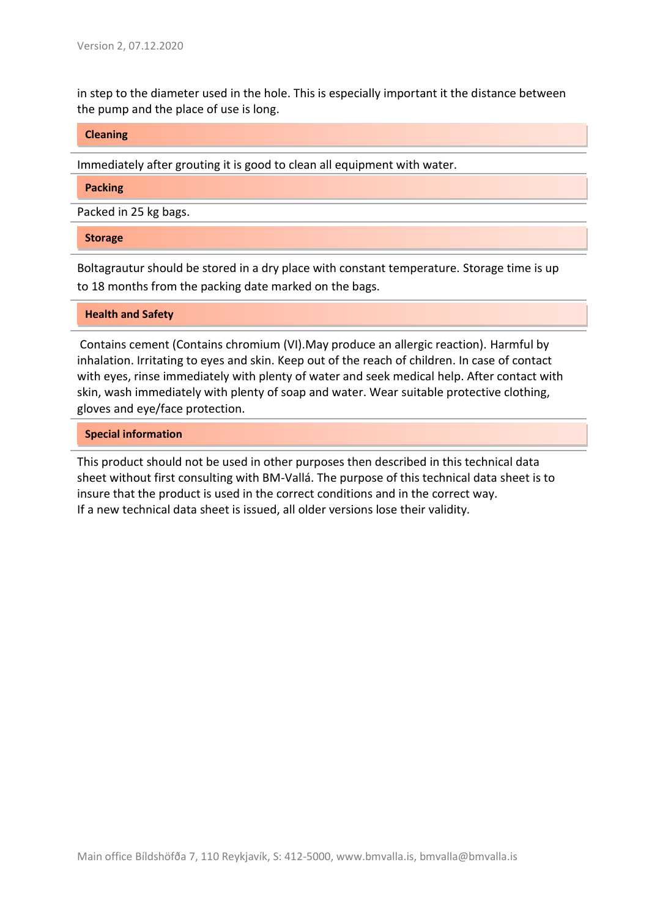in step to the diameter used in the hole. This is especially important it the distance between the pump and the place of use is long.

## Cleaning

Immediately after grouting it is good to clean all equipment with water.

## Packing

Packed in 25 kg bags.

## Storage

Boltagrautur should be stored in a dry place with constant temperature. Storage time is up to 18 months from the packing date marked on the bags.

## Health and Safety

Contains cement (Contains chromium (VI).May produce an allergic reaction). Harmful by inhalation. Irritating to eyes and skin. Keep out of the reach of children. In case of contact with eyes, rinse immediately with plenty of water and seek medical help. After contact with skin, wash immediately with plenty of soap and water. Wear suitable protective clothing, gloves and eye/face protection.

## Special information

This product should not be used in other purposes then described in this technical data sheet without first consulting with BM-Vallá. The purpose of this technical data sheet is to insure that the product is used in the correct conditions and in the correct way.
If a new technical data sheet is issued, all older versions lose their validity.